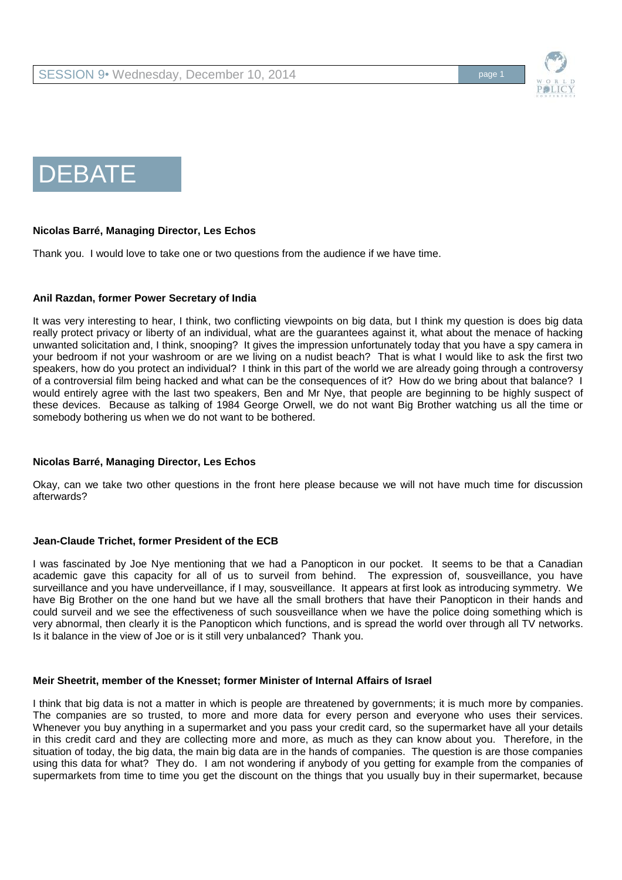# DEBATE

**Nicolas Barré, Managing Director, Les Echos**

Thank you. I would love to take one or two questions from the audience if we have time.

**Anil Razdan, former Power Secretary of India**

It was very interesting to hear, I think, two conflicting viewpoints on big data, but I think my question is does big data really protect privacy or liberty of an individual, what are the guarantees against it, what about the menace of hacking unwanted solicitation and, I think, snooping? It gives the impression unfortunately today that you have a spy camera in your bedroom if not your washroom or are we living on a nudist beach? That is what I would like to ask the first two speakers, how do you protect an individual? I think in this part of the world we are already going through a controversy of a controversial film being hacked and what can be the consequences of it? How do we bring about that balance? I would entirely agree with the last two speakers, Ben and Mr Nye, that people are beginning to be highly suspect of these devices. Because as talking of 1984 George Orwell, we do not want Big Brother watching us all the time or somebody bothering us when we do not want to be bothered.

**Nicolas Barré, Managing Director, Les Echos**

Okay, can we take two other questions in the front here please because we will not have much time for discussion afterwards?

**Jean-Claude Trichet, former President of the ECB**

I was fascinated by Joe Nye mentioning that we had a Panopticon in our pocket. It seems to be that a Canadian academic gave this capacity for all of us to surveil from behind. The expression of, sousveillance, you have surveillance and you have underveillance, if I may, sousveillance. It appears at first look as introducing symmetry. We have Big Brother on the one hand but we have all the small brothers that have their Panopticon in their hands and could surveil and we see the effectiveness of such sousveillance when we have the police doing something which is very abnormal, then clearly it is the Panopticon which functions, and is spread the world over through all TV networks. Is it balance in the view of Joe or is it still very unbalanced? Thank you.

**Meir Sheetrit, member of the Knesset; former Minister of Internal Affairs of Israel**

I think that big data is not a matter in which is people are threatened by governments; it is much more by companies. The companies are so trusted, to more and more data for every person and everyone who uses their services. Whenever you buy anything in a supermarket and you pass your credit card, so the supermarket have all your details in this credit card and they are collecting more and more, as much as they can know about you. Therefore, in the situation of today, the big data, the main big data are in the hands of companies. The question is are those companies using this data for what? They do. I am not wondering if anybody of you getting for example from the companies of supermarkets from time to time you get the discount on the things that you usually buy in their supermarket, because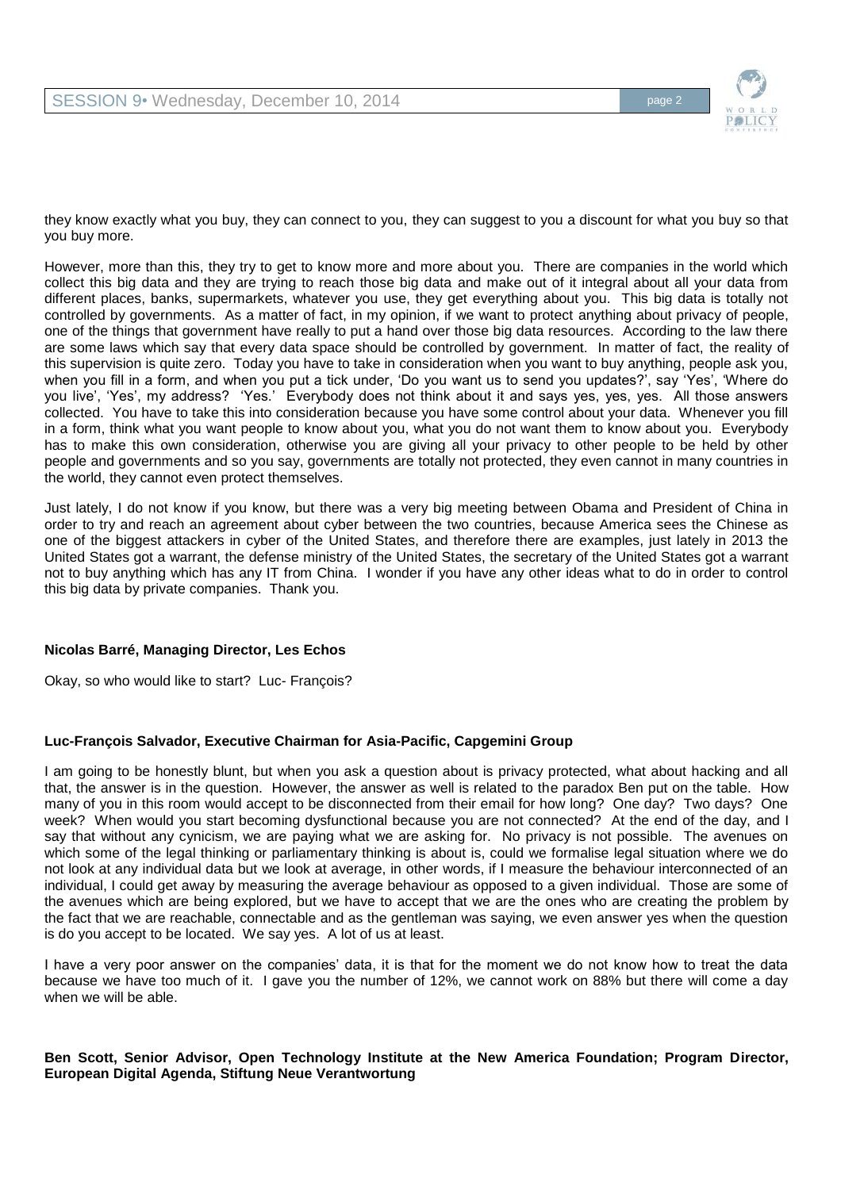they know exactly what you buy, they can connect to you, they can suggest to you a discount for what you buy so that you buy more.

However, more than this, they try to get to know more and more about you. There are companies in the world which collect this big data and they are trying to reach those big data and make out of it integral about all your data from different places, banks, supermarkets, whatever you use, they get everything about you. This big data is totally not controlled by governments. As a matter of fact, in my opinion, if we want to protect anything about privacy of people, one of the things that government have really to put a hand over those big data resources. According to the law there are some laws which say that every data space should be controlled by government. In matter of fact, the reality of this supervision is quite zero. Today you have to take in consideration when you want to buy anything, people ask you, when you fill in a form, and when you put a tick under, 'Do you want us to send you updates?', say 'Yes', 'Where do you live', 'Yes', my address? 'Yes.' Everybody does not think about it and says yes, yes, yes. All those answers collected. You have to take this into consideration because you have some control about your data. Whenever you fill in a form, think what you want people to know about you, what you do not want them to know about you. Everybody has to make this own consideration, otherwise you are giving all your privacy to other people to be held by other people and governments and so you say, governments are totally not protected, they even cannot in many countries in the world, they cannot even protect themselves.

Just lately, I do not know if you know, but there was a very big meeting between Obama and President of China in order to try and reach an agreement about cyber between the two countries, because America sees the Chinese as one of the biggest attackers in cyber of the United States, and therefore there are examples, just lately in 2013 the United States got a warrant, the defense ministry of the United States, the secretary of the United States got a warrant not to buy anything which has any IT from China. I wonder if you have any other ideas what to do in order to control this big data by private companies. Thank you.

**Nicolas Barré, Managing Director, Les Echos**

Okay, so who would like to start? Luc- François?

**Luc-François Salvador, Executive Chairman for Asia-Pacific, Capgemini Group**

I am going to be honestly blunt, but when you ask a question about is privacy protected, what about hacking and all that, the answer is in the question. However, the answer as well is related to the paradox Ben put on the table. How many of you in this room would accept to be disconnected from their email for how long? One day? Two days? One week? When would you start becoming dysfunctional because you are not connected? At the end of the day, and I say that without any cynicism, we are paying what we are asking for. No privacy is not possible. The avenues on which some of the legal thinking or parliamentary thinking is about is, could we formalise legal situation where we do not look at any individual data but we look at average, in other words, if I measure the behaviour interconnected of an individual, I could get away by measuring the average behaviour as opposed to a given individual. Those are some of the avenues which are being explored, but we have to accept that we are the ones who are creating the problem by the fact that we are reachable, connectable and as the gentleman was saying, we even answer yes when the question is do you accept to be located. We say yes. A lot of us at least.

I have a very poor answer on the companies' data, it is that for the moment we do not know how to treat the data because we have too much of it. I gave you the number of 12%, we cannot work on 88% but there will come a day when we will be able.

**Ben Scott, Senior Advisor, Open Technology Institute at the New America Foundation; Program Director, European Digital Agenda, Stiftung Neue Verantwortung**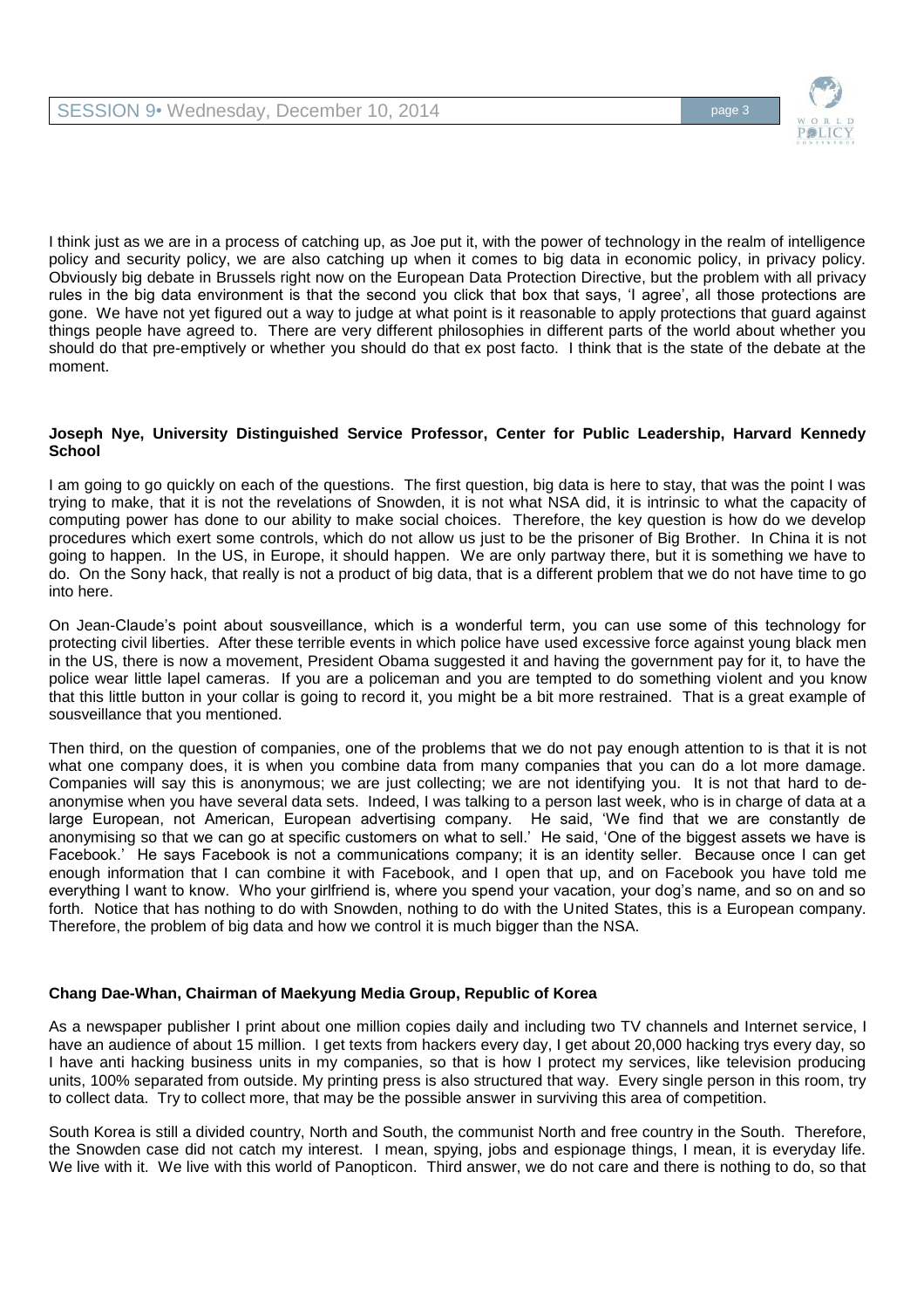I think just as we are in a process of catching up, as Joe put it, with the power of technology in the realm of intelligence policy and security policy, we are also catching up when it comes to big data in economic policy, in privacy policy. Obviously big debate in Brussels right now on the European Data Protection Directive, but the problem with all privacy rules in the big data environment is that the second you click that box that says, 'I agree', all those protections are gone. We have not yet figured out a way to judge at what point is it reasonable to apply protections that guard against things people have agreed to. There are very different philosophies in different parts of the world about whether you should do that pre-emptively or whether you should do that ex post facto. I think that is the state of the debate at the moment.

**Joseph Nye, University Distinguished Service Professor, Center for Public Leadership, Harvard Kennedy School**

I am going to go quickly on each of the questions. The first question, big data is here to stay, that was the point I was trying to make, that it is not the revelations of Snowden, it is not what NSA did, it is intrinsic to what the capacity of computing power has done to our ability to make social choices. Therefore, the key question is how do we develop procedures which exert some controls, which do not allow us just to be the prisoner of Big Brother. In China it is not going to happen. In the US, in Europe, it should happen. We are only partway there, but it is something we have to do. On the Sony hack, that really is not a product of big data, that is a different problem that we do not have time to go into here.

On Jean-Claude's point about sousveillance, which is a wonderful term, you can use some of this technology for protecting civil liberties. After these terrible events in which police have used excessive force against young black men in the US, there is now a movement, President Obama suggested it and having the government pay for it, to have the police wear little lapel cameras. If you are a policeman and you are tempted to do something violent and you know that this little button in your collar is going to record it, you might be a bit more restrained. That is a great example of sousveillance that you mentioned.

Then third, on the question of companies, one of the problems that we do not pay enough attention to is that it is not what one company does, it is when you combine data from many companies that you can do a lot more damage. Companies will say this is anonymous; we are just collecting; we are not identifying you. It is not that hard to de-anonymise when you have several data sets. Indeed, I was talking to a person last week, who is in charge of data at a large European, not American, European advertising company. He said, 'We find that we are constantly de anonymising so that we can go at specific customers on what to sell.' He said, 'One of the biggest assets we have is Facebook.' He says Facebook is not a communications company; it is an identity seller. Because once I can get enough information that I can combine it with Facebook, and I open that up, and on Facebook you have told me everything I want to know. Who your girlfriend is, where you spend your vacation, your dog's name, and so on and so forth. Notice that has nothing to do with Snowden, nothing to do with the United States, this is a European company. Therefore, the problem of big data and how we control it is much bigger than the NSA.

**Chang Dae-Whan, Chairman of Maekyung Media Group, Republic of Korea**

As a newspaper publisher I print about one million copies daily and including two TV channels and Internet service, I have an audience of about 15 million. I get texts from hackers every day, I get about 20,000 hacking trys every day, so I have anti hacking business units in my companies, so that is how I protect my services, like television producing units, 100% separated from outside. My printing press is also structured that way. Every single person in this room, try to collect data. Try to collect more, that may be the possible answer in surviving this area of competition.

South Korea is still a divided country, North and South, the communist North and free country in the South. Therefore, the Snowden case did not catch my interest. I mean, spying, jobs and espionage things, I mean, it is everyday life. We live with it. We live with this world of Panopticon. Third answer, we do not care and there is nothing to do, so that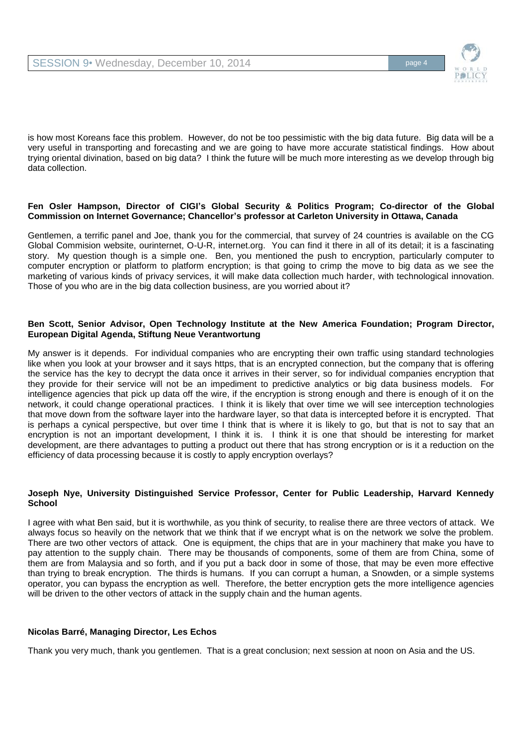is how most Koreans face this problem. However, do not be too pessimistic with the big data future. Big data will be a very useful in transporting and forecasting and we are going to have more accurate statistical findings. How about trying oriental divination, based on big data? I think the future will be much more interesting as we develop through big data collection.

**Fen Osler Hampson, Director of CIGI's Global Security & Politics Program; Co-director of the Global Commission on Internet Governance; Chancellor's professor at Carleton University in Ottawa, Canada**

Gentlemen, a terrific panel and Joe, thank you for the commercial, that survey of 24 countries is available on the CG Global Commision website, ourinternet, O-U-R, internet.org. You can find it there in all of its detail; it is a fascinating story. My question though is a simple one. Ben, you mentioned the push to encryption, particularly computer to computer encryption or platform to platform encryption; is that going to crimp the move to big data as we see the marketing of various kinds of privacy services, it will make data collection much harder, with technological innovation. Those of you who are in the big data collection business, are you worried about it?

**Ben Scott, Senior Advisor, Open Technology Institute at the New America Foundation; Program Director, European Digital Agenda, Stiftung Neue Verantwortung**

My answer is it depends. For individual companies who are encrypting their own traffic using standard technologies like when you look at your browser and it says https, that is an encrypted connection, but the company that is offering the service has the key to decrypt the data once it arrives in their server, so for individual companies encryption that they provide for their service will not be an impediment to predictive analytics or big data business models. For intelligence agencies that pick up data off the wire, if the encryption is strong enough and there is enough of it on the network, it could change operational practices. I think it is likely that over time we will see interception technologies that move down from the software layer into the hardware layer, so that data is intercepted before it is encrypted. That is perhaps a cynical perspective, but over time I think that is where it is likely to go, but that is not to say that an encryption is not an important development, I think it is. I think it is one that should be interesting for market development, are there advantages to putting a product out there that has strong encryption or is it a reduction on the efficiency of data processing because it is costly to apply encryption overlays?

**Joseph Nye, University Distinguished Service Professor, Center for Public Leadership, Harvard Kennedy School**

I agree with what Ben said, but it is worthwhile, as you think of security, to realise there are three vectors of attack. We always focus so heavily on the network that we think that if we encrypt what is on the network we solve the problem. There are two other vectors of attack. One is equipment, the chips that are in your machinery that make you have to pay attention to the supply chain. There may be thousands of components, some of them are from China, some of them are from Malaysia and so forth, and if you put a back door in some of those, that may be even more effective than trying to break encryption. The thirds is humans. If you can corrupt a human, a Snowden, or a simple systems operator, you can bypass the encryption as well. Therefore, the better encryption gets the more intelligence agencies will be driven to the other vectors of attack in the supply chain and the human agents.

**Nicolas Barré, Managing Director, Les Echos**

Thank you very much, thank you gentlemen. That is a great conclusion; next session at noon on Asia and the US.